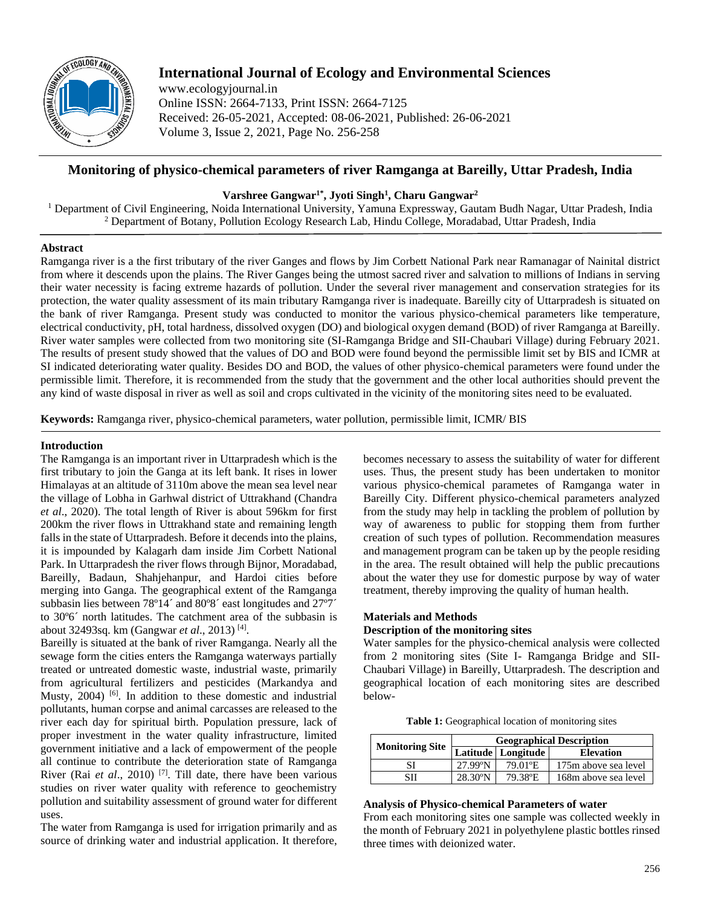# Monitoring of physico-chemical parameters of river Ramganga at Bareilly, Uttar Pradesh, India

**Varshree Gangwar[1*], Jyoti Singh[1], Charu Gangwar[2]**

[1] Department of Civil Engineering, Noida International University, Yamuna Expressway, Gautam Budh Nagar, Uttar Pradesh, India
[2] Department of Botany, Pollution Ecology Research Lab, Hindu College, Moradabad, Uttar Pradesh, India

## Abstract

Ramganga river is a the first tributary of the river Ganges and flows by Jim Corbett National Park near Ramanagar of Nainital district from where it descends upon the plains. The River Ganges being the utmost sacred river and salvation to millions of Indians in serving their water necessity is facing extreme hazards of pollution. Under the several river management and conservation strategies for its protection, the water quality assessment of its main tributary Ramganga river is inadequate. Bareilly city of Uttarpradesh is situated on the bank of river Ramganga. Present study was conducted to monitor the various physico-chemical parameters like temperature, electrical conductivity, pH, total hardness, dissolved oxygen (DO) and biological oxygen demand (BOD) of river Ramganga at Bareilly. River water samples were collected from two monitoring site (SI-Ramganga Bridge and SII-Chaubari Village) during February 2021. The results of present study showed that the values of DO and BOD were found beyond the permissible limit set by BIS and ICMR at SI indicated deteriorating water quality. Besides DO and BOD, the values of other physico-chemical parameters were found under the permissible limit. Therefore, it is recommended from the study that the government and the other local authorities should prevent the any kind of waste disposal in river as well as soil and crops cultivated in the vicinity of the monitoring sites need to be evaluated.

**Keywords:** Ramganga river, physico-chemical parameters, water pollution, permissible limit, ICMR/ BIS

## Introduction

The Ramganga is an important river in Uttarpradesh which is the first tributary to join the Ganga at its left bank. It rises in lower Himalayas at an altitude of 3110m above the mean sea level near the village of Lobha in Garhwal district of Uttrakhand (Chandra *et al*., 2020). The total length of River is about 596km for first 200km the river flows in Uttrakhand state and remaining length falls in the state of Uttarpradesh. Before it decends into the plains, it is impounded by Kalagarh dam inside Jim Corbett National Park. In Uttarpradesh the river flows through Bijnor, Moradabad, Bareilly, Badaun, Shahjehanpur, and Hardoi cities before merging into Ganga. The geographical extent of the Ramganga subbasin lies between 78º14´ and 80º8´ east longitudes and 27º7´ to 30º6´ north latitudes. The catchment area of the subbasin is about 32493sq. km (Gangwar *et al*., 2013) [4].

Bareilly is situated at the bank of river Ramganga. Nearly all the sewage form the cities enters the Ramganga waterways partially treated or untreated domestic waste, industrial waste, primarily from agricultural fertilizers and pesticides (Markandya and Musty, 2004) [6]. In addition to these domestic and industrial pollutants, human corpse and animal carcasses are released to the river each day for spiritual birth. Population pressure, lack of proper investment in the water quality infrastructure, limited government initiative and a lack of empowerment of the people all continue to contribute the deterioration state of Ramganga River (Rai *et al*., 2010) [7]. Till date, there have been various studies on river water quality with reference to geochemistry pollution and suitability assessment of ground water for different uses.

The water from Ramganga is used for irrigation primarily and as source of drinking water and industrial application. It therefore, becomes necessary to assess the suitability of water for different uses. Thus, the present study has been undertaken to monitor various physico-chemical parametes of Ramganga water in Bareilly City. Different physico-chemical parameters analyzed from the study may help in tackling the problem of pollution by way of awareness to public for stopping them from further creation of such types of pollution. Recommendation measures and management program can be taken up by the people residing in the area. The result obtained will help the public precautions about the water they use for domestic purpose by way of water treatment, thereby improving the quality of human health.

## Materials and Methods

### Description of the monitoring sites

Water samples for the physico-chemical analysis were collected from 2 monitoring sites (Site I- Ramganga Bridge and SII-Chaubari Village) in Bareilly, Uttarpradesh. The description and geographical location of each monitoring sites are described below-

**Table 1:** Geographical location of monitoring sites

| Monitoring Site | Geographical Description | | |
|---|---|---|---|
| | Latitude | Longitude | Elevation |
| SI | 27.99ºN | 79.01ºE | 175m above sea level |
| SII | 28.30ºN | 79.38ºE | 168m above sea level |

### Analysis of Physico-chemical Parameters of water

From each monitoring sites one sample was collected weekly in the month of February 2021 in polyethylene plastic bottles rinsed three times with deionized water.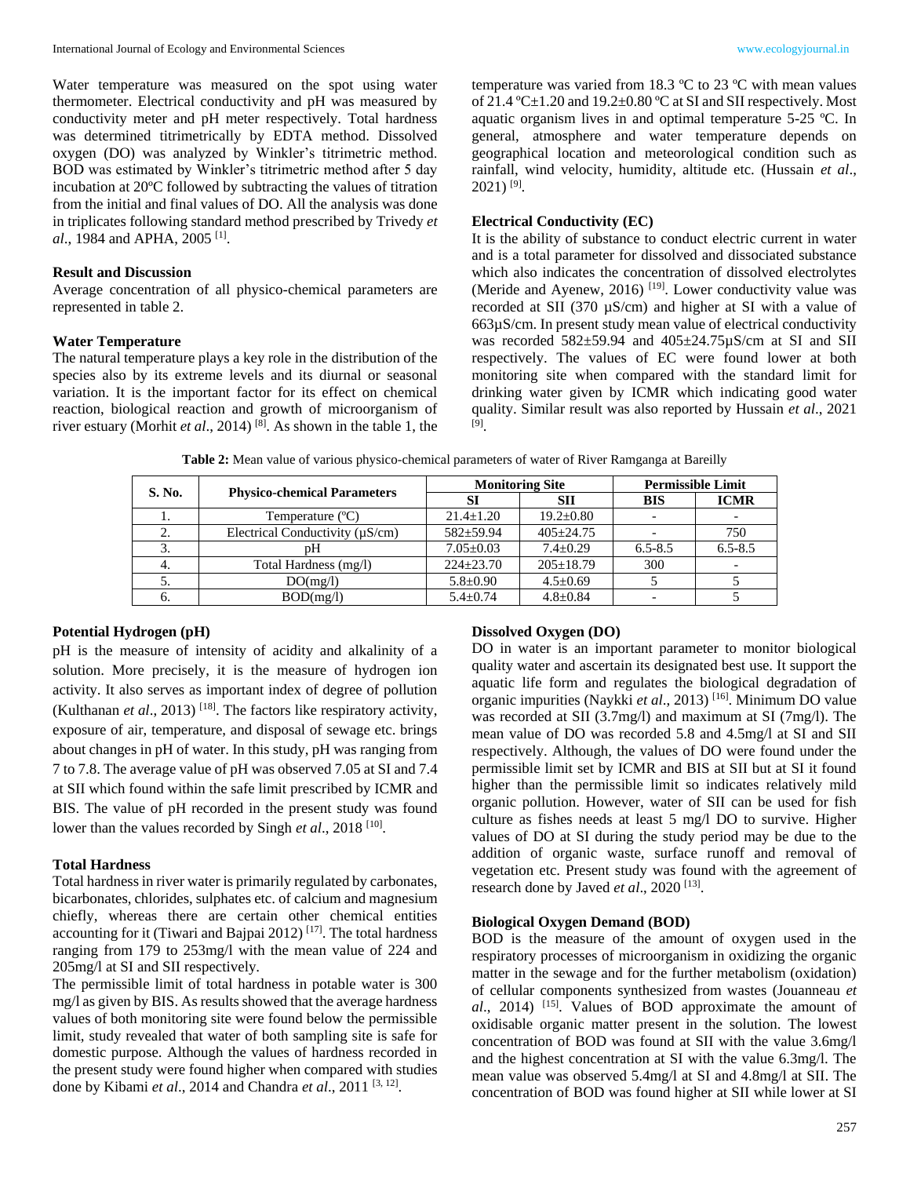Water temperature was measured on the spot using water thermometer. Electrical conductivity and pH was measured by conductivity meter and pH meter respectively. Total hardness was determined titrimetrically by EDTA method. Dissolved oxygen (DO) was analyzed by Winkler's titrimetric method. BOD was estimated by Winkler's titrimetric method after 5 day incubation at 20ºC followed by subtracting the values of titration from the initial and final values of DO. All the analysis was done in triplicates following standard method prescribed by Trivedy *et al*., 1984 and APHA, 2005 [1].

## Result and Discussion

Average concentration of all physico-chemical parameters are represented in table 2.

### Water Temperature

The natural temperature plays a key role in the distribution of the species also by its extreme levels and its diurnal or seasonal variation. It is the important factor for its effect on chemical reaction, biological reaction and growth of microorganism of river estuary (Morhit *et al*., 2014) [8]. As shown in the table 1, the temperature was varied from 18.3 ºC to 23 ºC with mean values of 21.4 ºC±1.20 and 19.2±0.80 ºC at SI and SII respectively. Most aquatic organism lives in and optimal temperature 5-25 ºC. In general, atmosphere and water temperature depends on geographical location and meteorological condition such as rainfall, wind velocity, humidity, altitude etc. (Hussain *et al*., 2021) [9].

### Electrical Conductivity (EC)

It is the ability of substance to conduct electric current in water and is a total parameter for dissolved and dissociated substance which also indicates the concentration of dissolved electrolytes (Meride and Ayenew, 2016) [19]. Lower conductivity value was recorded at SII (370 µS/cm) and higher at SI with a value of 663µS/cm. In present study mean value of electrical conductivity was recorded 582±59.94 and 405±24.75µS/cm at SI and SII respectively. The values of EC were found lower at both monitoring site when compared with the standard limit for drinking water given by ICMR which indicating good water quality. Similar result was also reported by Hussain *et al*., 2021 [9].

**Table 2:** Mean value of various physico-chemical parameters of water of River Ramganga at Bareilly

| S. No. | Physico-chemical Parameters | Monitoring Site | | Permissible Limit | |
|---|---|---|---|---|---|
| | | SI | SII | BIS | ICMR |
| 1. | Temperature (ºC) | 21.4±1.20 | 19.2±0.80 | - | - |
| 2. | Electrical Conductivity (µS/cm) | 582±59.94 | 405±24.75 | - | 750 |
| 3. | pH | 7.05±0.03 | 7.4±0.29 | 6.5-8.5 | 6.5-8.5 |
| 4. | Total Hardness (mg/l) | 224±23.70 | 205±18.79 | 300 | - |
| 5. | DO(mg/l) | 5.8±0.90 | 4.5±0.69 | 5 | 5 |
| 6. | BOD(mg/l) | 5.4±0.74 | 4.8±0.84 | - | 5 |

### Potential Hydrogen (pH)

pH is the measure of intensity of acidity and alkalinity of a solution. More precisely, it is the measure of hydrogen ion activity. It also serves as important index of degree of pollution (Kulthanan *et al*., 2013) [18]. The factors like respiratory activity, exposure of air, temperature, and disposal of sewage etc. brings about changes in pH of water. In this study, pH was ranging from 7 to 7.8. The average value of pH was observed 7.05 at SI and 7.4 at SII which found within the safe limit prescribed by ICMR and BIS. The value of pH recorded in the present study was found lower than the values recorded by Singh *et al*., 2018 [10].

### Total Hardness

Total hardness in river water is primarily regulated by carbonates, bicarbonates, chlorides, sulphates etc. of calcium and magnesium chiefly, whereas there are certain other chemical entities accounting for it (Tiwari and Bajpai 2012) [17]. The total hardness ranging from 179 to 253mg/l with the mean value of 224 and 205mg/l at SI and SII respectively.

The permissible limit of total hardness in potable water is 300 mg/l as given by BIS. As results showed that the average hardness values of both monitoring site were found below the permissible limit, study revealed that water of both sampling site is safe for domestic purpose. Although the values of hardness recorded in the present study were found higher when compared with studies done by Kibami *et al*., 2014 and Chandra *et al*., 2011 [3, 12].

### Dissolved Oxygen (DO)

DO in water is an important parameter to monitor biological quality water and ascertain its designated best use. It support the aquatic life form and regulates the biological degradation of organic impurities (Naykki *et al*., 2013) [16]. Minimum DO value was recorded at SII (3.7mg/l) and maximum at SI (7mg/l). The mean value of DO was recorded 5.8 and 4.5mg/l at SI and SII respectively. Although, the values of DO were found under the permissible limit set by ICMR and BIS at SII but at SI it found higher than the permissible limit so indicates relatively mild organic pollution. However, water of SII can be used for fish culture as fishes needs at least 5 mg/l DO to survive. Higher values of DO at SI during the study period may be due to the addition of organic waste, surface runoff and removal of vegetation etc. Present study was found with the agreement of research done by Javed *et al*., 2020 [13].

### Biological Oxygen Demand (BOD)

BOD is the measure of the amount of oxygen used in the respiratory processes of microorganism in oxidizing the organic matter in the sewage and for the further metabolism (oxidation) of cellular components synthesized from wastes (Jouanneau *et al*., 2014) [15]. Values of BOD approximate the amount of oxidisable organic matter present in the solution. The lowest concentration of BOD was found at SII with the value 3.6mg/l and the highest concentration at SI with the value 6.3mg/l. The mean value was observed 5.4mg/l at SI and 4.8mg/l at SII. The concentration of BOD was found higher at SII while lower at SI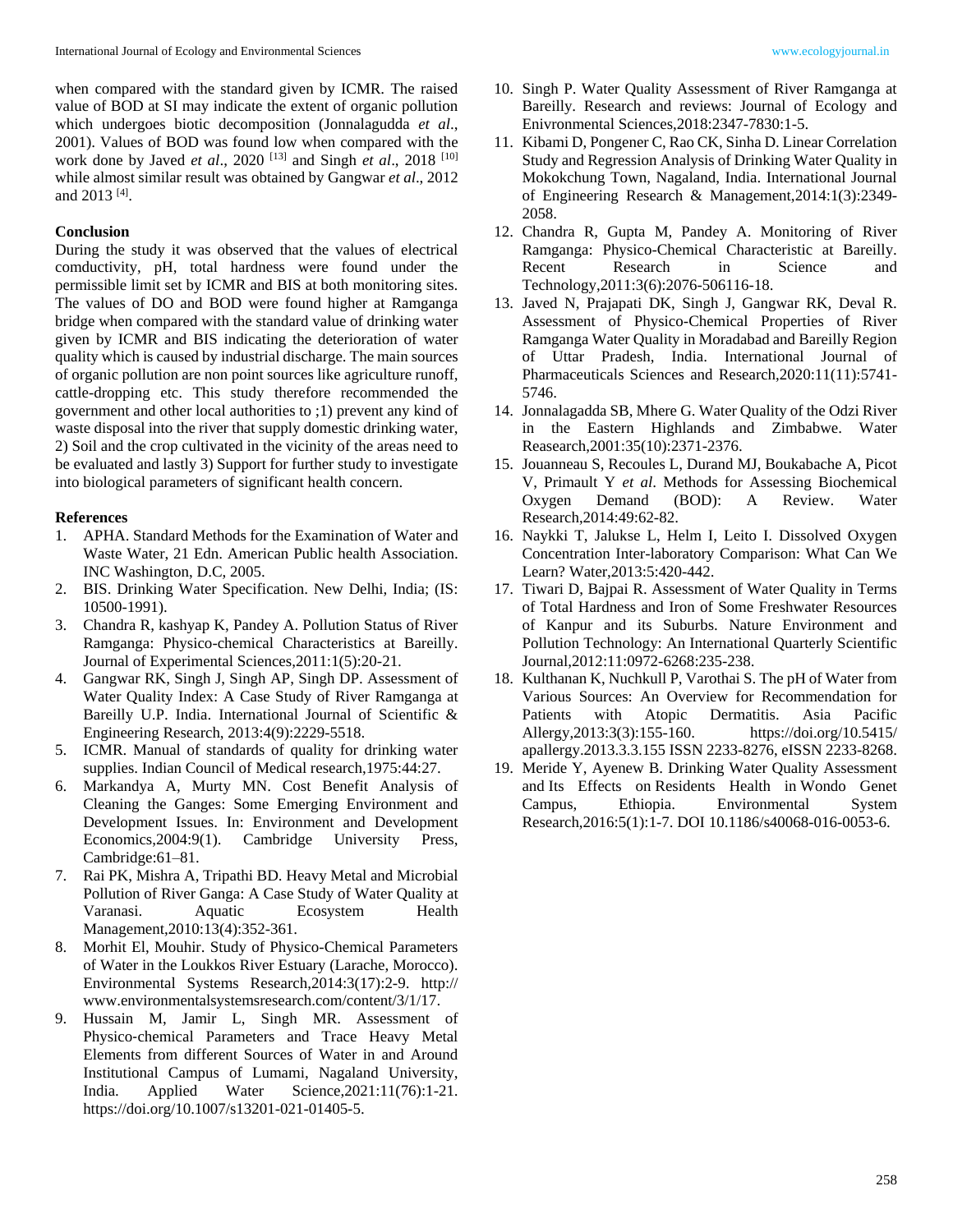when compared with the standard given by ICMR. The raised value of BOD at SI may indicate the extent of organic pollution which undergoes biotic decomposition (Jonnalagudda *et al*., 2001). Values of BOD was found low when compared with the work done by Javed *et al*., 2020 [13] and Singh *et al*., 2018 [10] while almost similar result was obtained by Gangwar *et al*., 2012 and 2013 [4].

## Conclusion

During the study it was observed that the values of electrical comductivity, pH, total hardness were found under the permissible limit set by ICMR and BIS at both monitoring sites. The values of DO and BOD were found higher at Ramganga bridge when compared with the standard value of drinking water given by ICMR and BIS indicating the deterioration of water quality which is caused by industrial discharge. The main sources of organic pollution are non point sources like agriculture runoff, cattle-dropping etc. This study therefore recommended the government and other local authorities to ;1) prevent any kind of waste disposal into the river that supply domestic drinking water, 2) Soil and the crop cultivated in the vicinity of the areas need to be evaluated and lastly 3) Support for further study to investigate into biological parameters of significant health concern.

## References

1. APHA. Standard Methods for the Examination of Water and Waste Water, 21 Edn. American Public health Association. INC Washington, D.C, 2005.
2. BIS. Drinking Water Specification. New Delhi, India; (IS: 10500-1991).
3. Chandra R, kashyap K, Pandey A. Pollution Status of River Ramganga: Physico-chemical Characteristics at Bareilly. Journal of Experimental Sciences,2011:1(5):20-21.
4. Gangwar RK, Singh J, Singh AP, Singh DP. Assessment of Water Quality Index: A Case Study of River Ramganga at Bareilly U.P. India. International Journal of Scientific & Engineering Research, 2013:4(9):2229-5518.
5. ICMR. Manual of standards of quality for drinking water supplies. Indian Council of Medical research,1975:44:27.
6. Markandya A, Murty MN. Cost Benefit Analysis of Cleaning the Ganges: Some Emerging Environment and Development Issues. In: Environment and Development Economics,2004:9(1). Cambridge University Press, Cambridge:61–81.
7. Rai PK, Mishra A, Tripathi BD. Heavy Metal and Microbial Pollution of River Ganga: A Case Study of Water Quality at Varanasi. Aquatic Ecosystem Health Management,2010:13(4):352-361.
8. Morhit El, Mouhir. Study of Physico-Chemical Parameters of Water in the Loukkos River Estuary (Larache, Morocco). Environmental Systems Research,2014:3(17):2-9. http://www.environmentalsystemsresearch.com/content/3/1/17.
9. Hussain M, Jamir L, Singh MR. Assessment of Physico-chemical Parameters and Trace Heavy Metal Elements from different Sources of Water in and Around Institutional Campus of Lumami, Nagaland University, India. Applied Water Science,2021:11(76):1-21. https://doi.org/10.1007/s13201-021-01405-5.
10. Singh P. Water Quality Assessment of River Ramganga at Bareilly. Research and reviews: Journal of Ecology and Enivronmental Sciences,2018:2347-7830:1-5.
11. Kibami D, Pongener C, Rao CK, Sinha D. Linear Correlation Study and Regression Analysis of Drinking Water Quality in Mokokchung Town, Nagaland, India. International Journal of Engineering Research & Management,2014:1(3):2349-2058.
12. Chandra R, Gupta M, Pandey A. Monitoring of River Ramganga: Physico-Chemical Characteristic at Bareilly. Recent Research in Science and Technology,2011:3(6):2076-506116-18.
13. Javed N, Prajapati DK, Singh J, Gangwar RK, Deval R. Assessment of Physico-Chemical Properties of River Ramganga Water Quality in Moradabad and Bareilly Region of Uttar Pradesh, India. International Journal of Pharmaceuticals Sciences and Research,2020:11(11):5741-5746.
14. Jonnalagadda SB, Mhere G. Water Quality of the Odzi River in the Eastern Highlands and Zimbabwe. Water Reasearch,2001:35(10):2371-2376.
15. Jouanneau S, Recoules L, Durand MJ, Boukabache A, Picot V, Primault Y *et al*. Methods for Assessing Biochemical Oxygen Demand (BOD): A Review. Water Research,2014:49:62-82.
16. Naykki T, Jalukse L, Helm I, Leito I. Dissolved Oxygen Concentration Inter-laboratory Comparison: What Can We Learn? Water,2013:5:420-442.
17. Tiwari D, Bajpai R. Assessment of Water Quality in Terms of Total Hardness and Iron of Some Freshwater Resources of Kanpur and its Suburbs. Nature Environment and Pollution Technology: An International Quarterly Scientific Journal,2012:11:0972-6268:235-238.
18. Kulthanan K, Nuchkull P, Varothai S. The pH of Water from Various Sources: An Overview for Recommendation for Patients with Atopic Dermatitis. Asia Pacific Allergy,2013:3(3):155-160. https://doi.org/10.5415/apallergy.2013.3.3.155 ISSN 2233-8276, eISSN 2233-8268.
19. Meride Y, Ayenew B. Drinking Water Quality Assessment and Its Effects on Residents Health in Wondo Genet Campus, Ethiopia. Environmental System Research,2016:5(1):1-7. DOI 10.1186/s40068-016-0053-6.